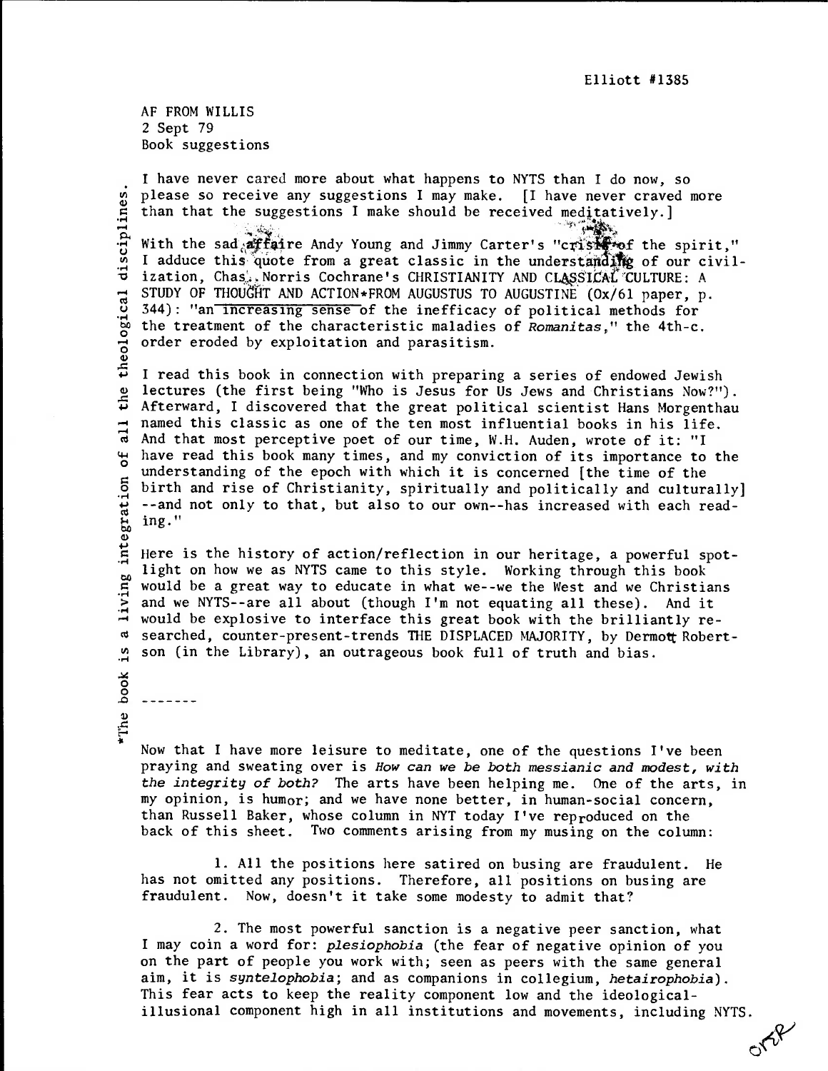Elliott #1385

AF FROM WILLIS
2 Sept 79
Book suggestions

I have never cared more about what happens to NYTS than I do now, so please so receive any suggestions I may make. [I have never craved more than that the suggestions I make should be received meditatively.]

With the sad affaire Andy Young and Jimmy Carter's "crisis of the spirit," I adduce this quote from a great classic in the understanding of our civilization, Chas. Norris Cochrane's CHRISTIANITY AND CLASSICAL CULTURE: A STUDY OF THOUGHT AND ACTION*FROM AUGUSTUS TO AUGUSTINE (Ox/61 paper, p. 344): "an increasing sense of the inefficacy of political methods for the treatment of the characteristic maladies of *Romanitas*," the 4th-c. order eroded by exploitation and parasitism.

I read this book in connection with preparing a series of endowed Jewish lectures (the first being "Who is Jesus for Us Jews and Christians Now?"). Afterward, I discovered that the great political scientist Hans Morgenthau named this classic as one of the ten most influential books in his life. And that most perceptive poet of our time, W.H. Auden, wrote of it: "I have read this book many times, and my conviction of its importance to the understanding of the epoch with which it is concerned [the time of the birth and rise of Christianity, spiritually and politically and culturally] --and not only to that, but also to our own--has increased with each reading."

Here is the history of action/reflection in our heritage, a powerful spotlight on how we as NYTS came to this style. Working through this book would be a great way to educate in what we--we the West and we Christians and we NYTS--are all about (though I'm not equating all these). And it would be explosive to interface this great book with the brilliantly researched, counter-present-trends THE DISPLACED MAJORITY, by Dermott Robertson (in the Library), an outrageous book full of truth and bias.

*The book is a living integration of all the theological disciplines.

-------

Now that I have more leisure to meditate, one of the questions I've been praying and sweating over is *How can we be both messianic and modest, with the integrity of both?* The arts have been helping me. One of the arts, in my opinion, is humor; and we have none better, in human-social concern, than Russell Baker, whose column in NYT today I've reproduced on the back of this sheet. Two comments arising from my musing on the column:

1. All the positions here satired on busing are fraudulent. He has not omitted any positions. Therefore, all positions on busing are fraudulent. Now, doesn't it take some modesty to admit that?

2. The most powerful sanction is a negative peer sanction, what I may coin a word for: *plesiophobia* (the fear of negative opinion of you on the part of people you work with; seen as peers with the same general aim, it is *syntelophobia*; and as companions in collegium, *hetairophobia*). This fear acts to keep the reality component low and the ideological-illusional component high in all institutions and movements, including NYTS.

over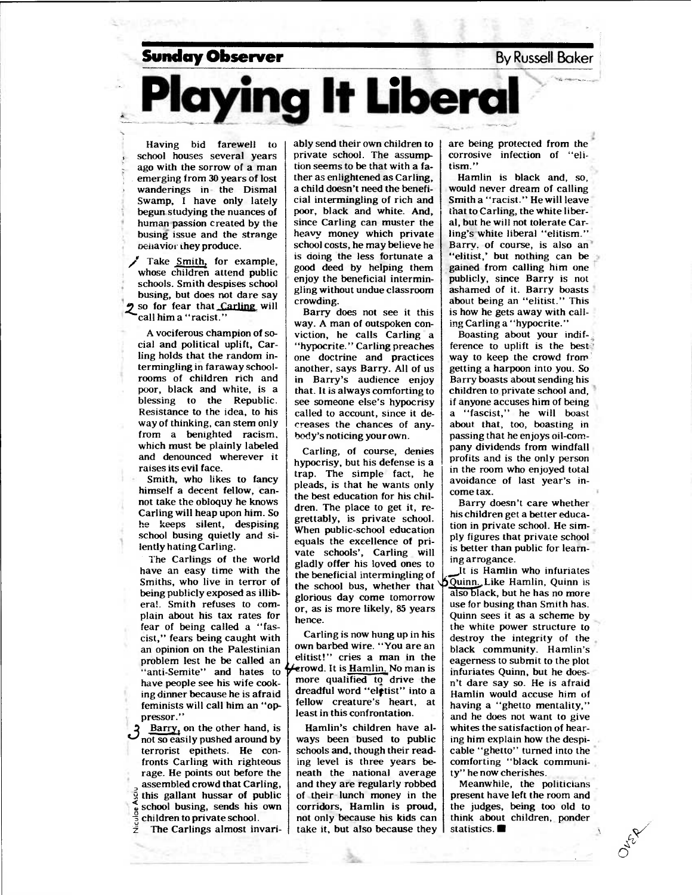**Sunday Observer** By Russell Baker

# Playing It Liberal

Having bid farewell to school houses several years ago with the sorrow of a man emerging from 30 years of lost wanderings in the Dismal Swamp, I have only lately begun studying the nuances of human passion created by the busing issue and the strange behavior they produce.

Take Smith, for example, whose children attend public schools. Smith despises school busing, but does not dare say so for fear that Carling will call him a "racist."

A vociferous champion of social and political uplift, Carling holds that the random intermingling in faraway schoolrooms of children rich and poor, black and white, is a blessing to the Republic. Resistance to the idea, to his way of thinking, can stem only from a benighted racism, which must be plainly labeled and denounced wherever it raises its evil face.

Smith, who likes to fancy himself a decent fellow, cannot take the obloquy he knows Carling will heap upon him. So he keeps silent, despising school busing quietly and silently hating Carling.

The Carlings of the world have an easy time with the Smiths, who live in terror of being publicly exposed as illiberal. Smith refuses to complain about his tax rates for fear of being called a "fascist," fears being caught with an opinion on the Palestinian problem lest he be called an "anti-Semite" and hates to have people see his wife cooking dinner because he is afraid feminists will call him an "oppressor."

Barry, on the other hand, is not so easily pushed around by terrorist epithets. He confronts Carling with righteous rage. He points out before the assembled crowd that Carling, this gallant hussar of public school busing, sends his own children to private school.

The Carlings almost invariably send their own children to private school. The assumption seems to be that with a father as enlightened as Carling, a child doesn't need the beneficial intermingling of rich and poor, black and white. And, since Carling can muster the heavy money which private school costs, he may believe he is doing the less fortunate a good deed by helping them enjoy the beneficial intermingling without undue classroom crowding.

Barry does not see it this way. A man of outspoken conviction, he calls Carling a "hypocrite." Carling preaches one doctrine and practices another, says Barry. All of us in Barry's audience enjoy that. It is always comforting to see someone else's hypocrisy called to account, since it decreases the chances of anybody's noticing your own.

Carling, of course, denies hypocrisy, but his defense is a trap. The simple fact, he pleads, is that he wants only the best education for his children. The place to get it, regrettably, is private school. When public-school education equals the excellence of private schools', Carling will gladly offer his loved ones to the beneficial intermingling of the school bus, whether that glorious day come tomorrow or, as is more likely, 85 years hence.

Carling is now hung up in his own barbed wire. "You are an elitist!" cries a man in the crowd. It is Hamlin. No man is more qualified to drive the dreadful word "elitist" into a fellow creature's heart, at least in this confrontation.

Hamlin's children have always been bused to public schools and, though their reading level is three years beneath the national average and they are regularly robbed of their lunch money in the corridors, Hamlin is proud, not only because his kids can take it, but also because they are being protected from the corrosive infection of "elitism."

Hamlin is black and, so, would never dream of calling Smith a "racist." He will leave that to Carling, the white liberal, but he will not tolerate Carling's white liberal "elitism." Barry, of course, is also an "elitist," but nothing can be gained from calling him one publicly, since Barry is not ashamed of it. Barry boasts about being an "elitist." This is how he gets away with calling Carling a "hypocrite."

Boasting about your indifference to uplift is the best way to keep the crowd from getting a harpoon into you. So Barry boasts about sending his children to private school and, if anyone accuses him of being a "fascist," he will boast about that, too, boasting in passing that he enjoys oil-company dividends from windfall profits and is the only person in the room who enjoyed total avoidance of last year's income tax.

Barry doesn't care whether his children get a better education in private school. He simply figures that private school is better than public for learning arrogance.

It is Hamlin who infuriates Quinn. Like Hamlin, Quinn is also black, but he has no more use for busing than Smith has. Quinn sees it as a scheme by the white power structure to destroy the integrity of the black community. Hamlin's eagerness to submit to the plot infuriates Quinn, but he doesn't dare say so. He is afraid Hamlin would accuse him of having a "ghetto mentality," and he does not want to give whites the satisfaction of hearing him explain how the despicable "ghetto" turned into the comforting "black community" he now cherishes.

Meanwhile, the politicians present have left the room and the judges, being too old to think about children, ponder statistics. ■